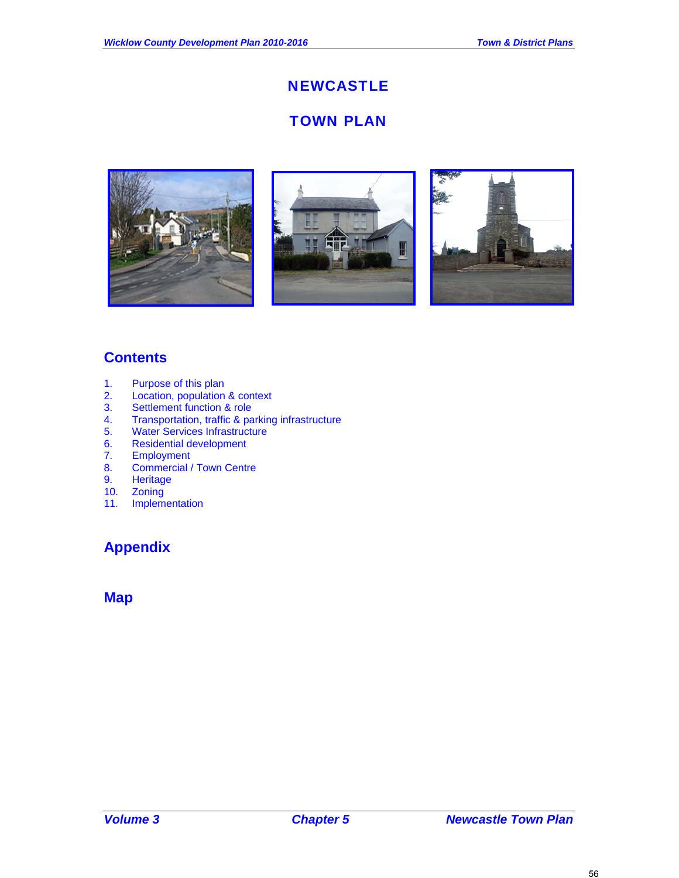# NEWCASTLE

# TOWN PLAN

## Contents

1. Purpose of this plan
2. Location, population & context
3. Settlement function & role
4. Transportation, traffic & parking infrastructure
5. Water Services Infrastructure
6. Residential development
7. Employment
8. Commercial / Town Centre
9. Heritage
10. Zoning
11. Implementation

## Appendix

## Map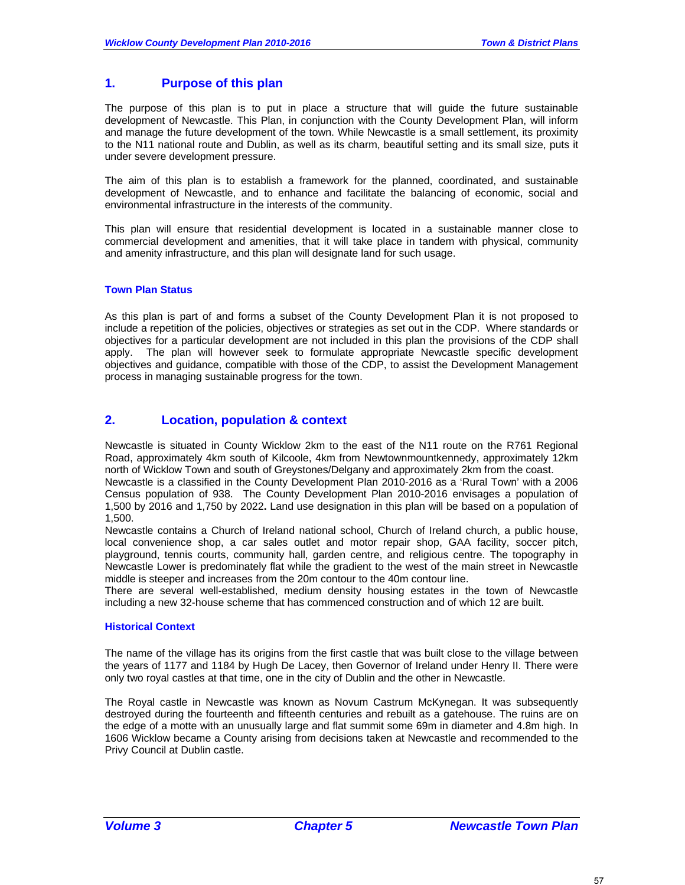## 1. Purpose of this plan

The purpose of this plan is to put in place a structure that will guide the future sustainable development of Newcastle. This Plan, in conjunction with the County Development Plan, will inform and manage the future development of the town. While Newcastle is a small settlement, its proximity to the N11 national route and Dublin, as well as its charm, beautiful setting and its small size, puts it under severe development pressure.

The aim of this plan is to establish a framework for the planned, coordinated, and sustainable development of Newcastle, and to enhance and facilitate the balancing of economic, social and environmental infrastructure in the interests of the community.

This plan will ensure that residential development is located in a sustainable manner close to commercial development and amenities, that it will take place in tandem with physical, community and amenity infrastructure, and this plan will designate land for such usage.

### Town Plan Status

As this plan is part of and forms a subset of the County Development Plan it is not proposed to include a repetition of the policies, objectives or strategies as set out in the CDP. Where standards or objectives for a particular development are not included in this plan the provisions of the CDP shall apply. The plan will however seek to formulate appropriate Newcastle specific development objectives and guidance, compatible with those of the CDP, to assist the Development Management process in managing sustainable progress for the town.

## 2. Location, population & context

Newcastle is situated in County Wicklow 2km to the east of the N11 route on the R761 Regional Road, approximately 4km south of Kilcoole, 4km from Newtownmountkennedy, approximately 12km north of Wicklow Town and south of Greystones/Delgany and approximately 2km from the coast.

Newcastle is a classified in the County Development Plan 2010-2016 as a 'Rural Town' with a 2006 Census population of 938. The County Development Plan 2010-2016 envisages a population of 1,500 by 2016 and 1,750 by 2022**.** Land use designation in this plan will be based on a population of 1,500.

Newcastle contains a Church of Ireland national school, Church of Ireland church, a public house, local convenience shop, a car sales outlet and motor repair shop, GAA facility, soccer pitch, playground, tennis courts, community hall, garden centre, and religious centre. The topography in Newcastle Lower is predominately flat while the gradient to the west of the main street in Newcastle middle is steeper and increases from the 20m contour to the 40m contour line.

There are several well-established, medium density housing estates in the town of Newcastle including a new 32-house scheme that has commenced construction and of which 12 are built.

### Historical Context

The name of the village has its origins from the first castle that was built close to the village between the years of 1177 and 1184 by Hugh De Lacey, then Governor of Ireland under Henry II. There were only two royal castles at that time, one in the city of Dublin and the other in Newcastle.

The Royal castle in Newcastle was known as Novum Castrum McKynegan. It was subsequently destroyed during the fourteenth and fifteenth centuries and rebuilt as a gatehouse. The ruins are on the edge of a motte with an unusually large and flat summit some 69m in diameter and 4.8m high. In 1606 Wicklow became a County arising from decisions taken at Newcastle and recommended to the Privy Council at Dublin castle.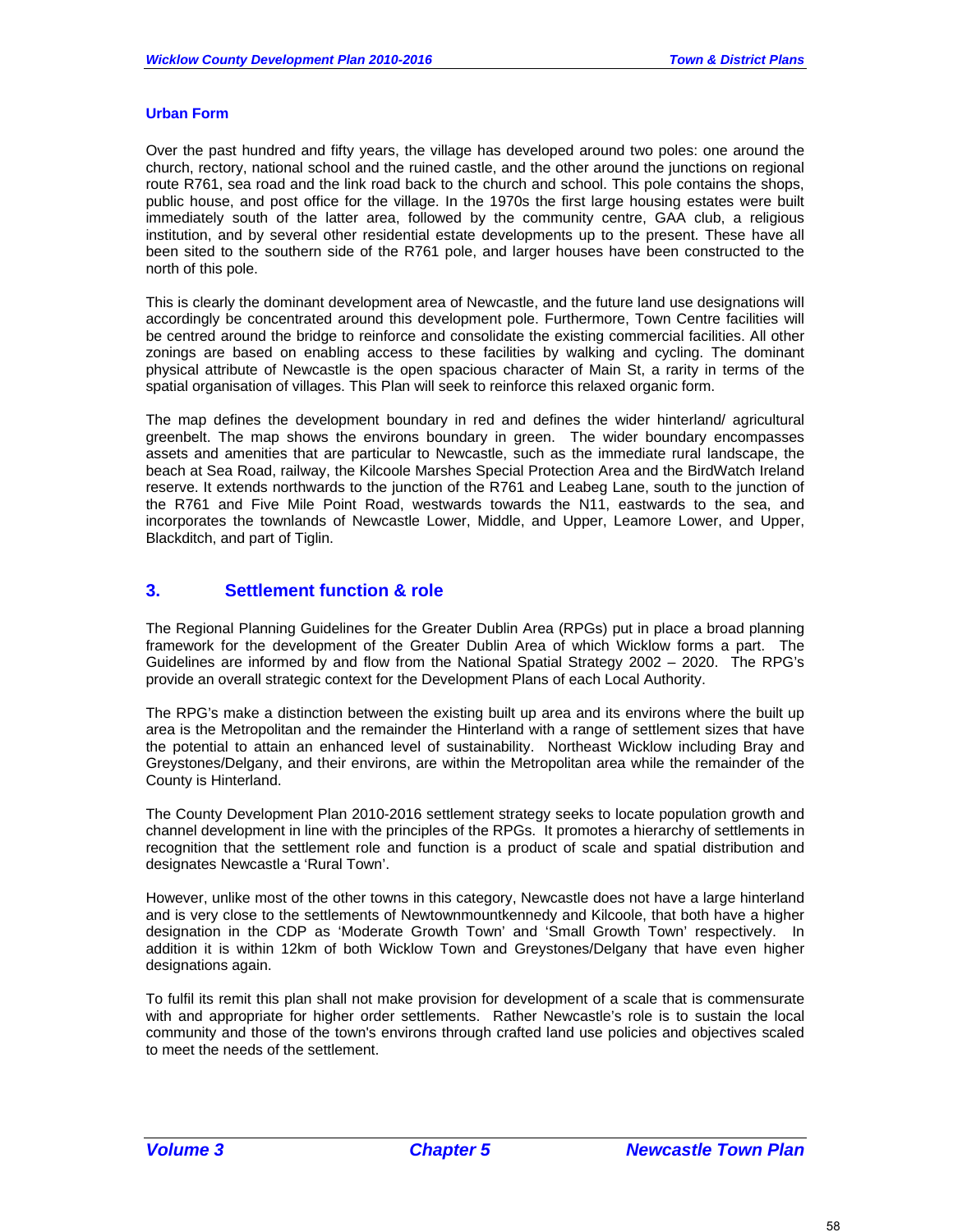### Urban Form

Over the past hundred and fifty years, the village has developed around two poles: one around the church, rectory, national school and the ruined castle, and the other around the junctions on regional route R761, sea road and the link road back to the church and school. This pole contains the shops, public house, and post office for the village. In the 1970s the first large housing estates were built immediately south of the latter area, followed by the community centre, GAA club, a religious institution, and by several other residential estate developments up to the present. These have all been sited to the southern side of the R761 pole, and larger houses have been constructed to the north of this pole.

This is clearly the dominant development area of Newcastle, and the future land use designations will accordingly be concentrated around this development pole. Furthermore, Town Centre facilities will be centred around the bridge to reinforce and consolidate the existing commercial facilities. All other zonings are based on enabling access to these facilities by walking and cycling. The dominant physical attribute of Newcastle is the open spacious character of Main St, a rarity in terms of the spatial organisation of villages. This Plan will seek to reinforce this relaxed organic form.

The map defines the development boundary in red and defines the wider hinterland/ agricultural greenbelt. The map shows the environs boundary in green. The wider boundary encompasses assets and amenities that are particular to Newcastle, such as the immediate rural landscape, the beach at Sea Road, railway, the Kilcoole Marshes Special Protection Area and the BirdWatch Ireland reserve. It extends northwards to the junction of the R761 and Leabeg Lane, south to the junction of the R761 and Five Mile Point Road, westwards towards the N11, eastwards to the sea, and incorporates the townlands of Newcastle Lower, Middle, and Upper, Leamore Lower, and Upper, Blackditch, and part of Tiglin.

## 3. Settlement function & role

The Regional Planning Guidelines for the Greater Dublin Area (RPGs) put in place a broad planning framework for the development of the Greater Dublin Area of which Wicklow forms a part. The Guidelines are informed by and flow from the National Spatial Strategy 2002 – 2020. The RPG's provide an overall strategic context for the Development Plans of each Local Authority.

The RPG's make a distinction between the existing built up area and its environs where the built up area is the Metropolitan and the remainder the Hinterland with a range of settlement sizes that have the potential to attain an enhanced level of sustainability. Northeast Wicklow including Bray and Greystones/Delgany, and their environs, are within the Metropolitan area while the remainder of the County is Hinterland.

The County Development Plan 2010-2016 settlement strategy seeks to locate population growth and channel development in line with the principles of the RPGs. It promotes a hierarchy of settlements in recognition that the settlement role and function is a product of scale and spatial distribution and designates Newcastle a 'Rural Town'.

However, unlike most of the other towns in this category, Newcastle does not have a large hinterland and is very close to the settlements of Newtownmountkennedy and Kilcoole, that both have a higher designation in the CDP as 'Moderate Growth Town' and 'Small Growth Town' respectively. In addition it is within 12km of both Wicklow Town and Greystones/Delgany that have even higher designations again.

To fulfil its remit this plan shall not make provision for development of a scale that is commensurate with and appropriate for higher order settlements. Rather Newcastle's role is to sustain the local community and those of the town's environs through crafted land use policies and objectives scaled to meet the needs of the settlement.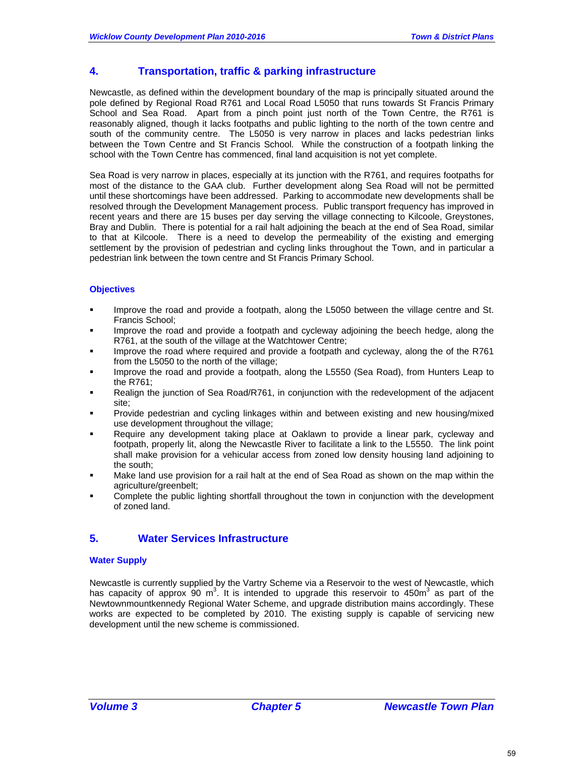## 4. Transportation, traffic & parking infrastructure

Newcastle, as defined within the development boundary of the map is principally situated around the pole defined by Regional Road R761 and Local Road L5050 that runs towards St Francis Primary School and Sea Road. Apart from a pinch point just north of the Town Centre, the R761 is reasonably aligned, though it lacks footpaths and public lighting to the north of the town centre and south of the community centre. The L5050 is very narrow in places and lacks pedestrian links between the Town Centre and St Francis School. While the construction of a footpath linking the school with the Town Centre has commenced, final land acquisition is not yet complete.

Sea Road is very narrow in places, especially at its junction with the R761, and requires footpaths for most of the distance to the GAA club. Further development along Sea Road will not be permitted until these shortcomings have been addressed. Parking to accommodate new developments shall be resolved through the Development Management process. Public transport frequency has improved in recent years and there are 15 buses per day serving the village connecting to Kilcoole, Greystones, Bray and Dublin. There is potential for a rail halt adjoining the beach at the end of Sea Road, similar to that at Kilcoole. There is a need to develop the permeability of the existing and emerging settlement by the provision of pedestrian and cycling links throughout the Town, and in particular a pedestrian link between the town centre and St Francis Primary School.

### Objectives

- Improve the road and provide a footpath, along the L5050 between the village centre and St. Francis School;
- Improve the road and provide a footpath and cycleway adjoining the beech hedge, along the R761, at the south of the village at the Watchtower Centre;
- Improve the road where required and provide a footpath and cycleway, along the of the R761 from the L5050 to the north of the village;
- Improve the road and provide a footpath, along the L5550 (Sea Road), from Hunters Leap to the R761;
- Realign the junction of Sea Road/R761, in conjunction with the redevelopment of the adjacent site;
- Provide pedestrian and cycling linkages within and between existing and new housing/mixed use development throughout the village;
- Require any development taking place at Oaklawn to provide a linear park, cycleway and footpath, properly lit, along the Newcastle River to facilitate a link to the L5550. The link point shall make provision for a vehicular access from zoned low density housing land adjoining to the south;
- Make land use provision for a rail halt at the end of Sea Road as shown on the map within the agriculture/greenbelt;
- Complete the public lighting shortfall throughout the town in conjunction with the development of zoned land.

## 5. Water Services Infrastructure

### Water Supply

Newcastle is currently supplied by the Vartry Scheme via a Reservoir to the west of Newcastle, which has capacity of approx 90 $m^3$. It is intended to upgrade this reservoir to 450$m^3$ as part of the Newtownmountkennedy Regional Water Scheme, and upgrade distribution mains accordingly. These works are expected to be completed by 2010. The existing supply is capable of servicing new development until the new scheme is commissioned.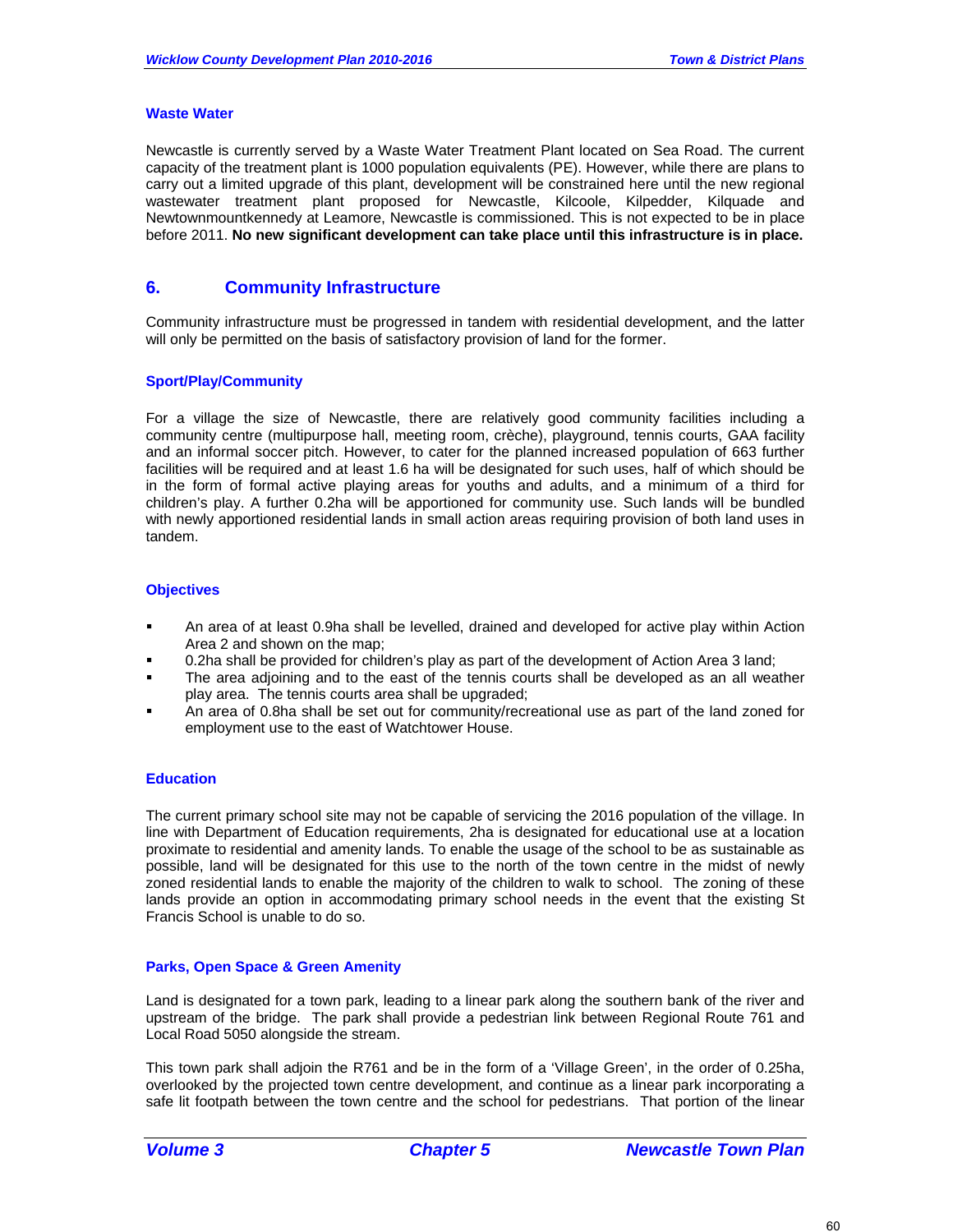### Waste Water

Newcastle is currently served by a Waste Water Treatment Plant located on Sea Road. The current capacity of the treatment plant is 1000 population equivalents (PE). However, while there are plans to carry out a limited upgrade of this plant, development will be constrained here until the new regional wastewater treatment plant proposed for Newcastle, Kilcoole, Kilpedder, Kilquade and Newtownmountkennedy at Leamore, Newcastle is commissioned. This is not expected to be in place before 2011. **No new significant development can take place until this infrastructure is in place.**

## 6. Community Infrastructure

Community infrastructure must be progressed in tandem with residential development, and the latter will only be permitted on the basis of satisfactory provision of land for the former.

### Sport/Play/Community

For a village the size of Newcastle, there are relatively good community facilities including a community centre (multipurpose hall, meeting room, crèche), playground, tennis courts, GAA facility and an informal soccer pitch. However, to cater for the planned increased population of 663 further facilities will be required and at least 1.6 ha will be designated for such uses, half of which should be in the form of formal active playing areas for youths and adults, and a minimum of a third for children's play. A further 0.2ha will be apportioned for community use. Such lands will be bundled with newly apportioned residential lands in small action areas requiring provision of both land uses in tandem.

### Objectives

- An area of at least 0.9ha shall be levelled, drained and developed for active play within Action Area 2 and shown on the map;
- 0.2ha shall be provided for children's play as part of the development of Action Area 3 land;
- The area adjoining and to the east of the tennis courts shall be developed as an all weather play area. The tennis courts area shall be upgraded;
- An area of 0.8ha shall be set out for community/recreational use as part of the land zoned for employment use to the east of Watchtower House.

### Education

The current primary school site may not be capable of servicing the 2016 population of the village. In line with Department of Education requirements, 2ha is designated for educational use at a location proximate to residential and amenity lands. To enable the usage of the school to be as sustainable as possible, land will be designated for this use to the north of the town centre in the midst of newly zoned residential lands to enable the majority of the children to walk to school. The zoning of these lands provide an option in accommodating primary school needs in the event that the existing St Francis School is unable to do so.

### Parks, Open Space & Green Amenity

Land is designated for a town park, leading to a linear park along the southern bank of the river and upstream of the bridge. The park shall provide a pedestrian link between Regional Route 761 and Local Road 5050 alongside the stream.

This town park shall adjoin the R761 and be in the form of a 'Village Green', in the order of 0.25ha, overlooked by the projected town centre development, and continue as a linear park incorporating a safe lit footpath between the town centre and the school for pedestrians. That portion of the linear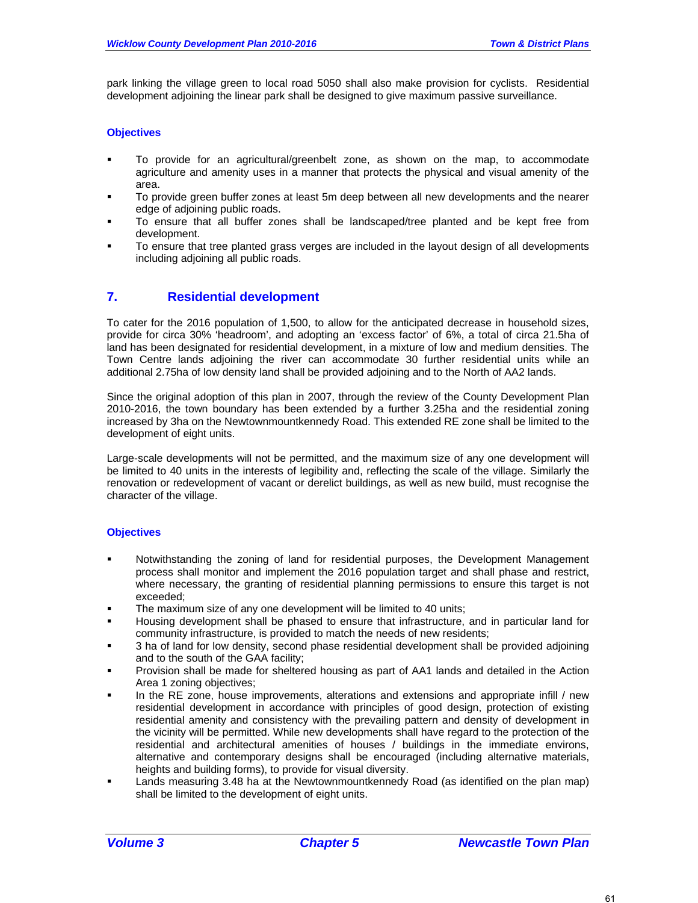park linking the village green to local road 5050 shall also make provision for cyclists. Residential development adjoining the linear park shall be designed to give maximum passive surveillance.

**Objectives**

- To provide for an agricultural/greenbelt zone, as shown on the map, to accommodate agriculture and amenity uses in a manner that protects the physical and visual amenity of the area.
- To provide green buffer zones at least 5m deep between all new developments and the nearer edge of adjoining public roads.
- To ensure that all buffer zones shall be landscaped/tree planted and be kept free from development.
- To ensure that tree planted grass verges are included in the layout design of all developments including adjoining all public roads.

## 7. Residential development

To cater for the 2016 population of 1,500, to allow for the anticipated decrease in household sizes, provide for circa 30% 'headroom', and adopting an 'excess factor' of 6%, a total of circa 21.5ha of land has been designated for residential development, in a mixture of low and medium densities. The Town Centre lands adjoining the river can accommodate 30 further residential units while an additional 2.75ha of low density land shall be provided adjoining and to the North of AA2 lands.

Since the original adoption of this plan in 2007, through the review of the County Development Plan 2010-2016, the town boundary has been extended by a further 3.25ha and the residential zoning increased by 3ha on the Newtownmountkennedy Road. This extended RE zone shall be limited to the development of eight units.

Large-scale developments will not be permitted, and the maximum size of any one development will be limited to 40 units in the interests of legibility and, reflecting the scale of the village. Similarly the renovation or redevelopment of vacant or derelict buildings, as well as new build, must recognise the character of the village.

**Objectives**

- Notwithstanding the zoning of land for residential purposes, the Development Management process shall monitor and implement the 2016 population target and shall phase and restrict, where necessary, the granting of residential planning permissions to ensure this target is not exceeded;
- The maximum size of any one development will be limited to 40 units;
- Housing development shall be phased to ensure that infrastructure, and in particular land for community infrastructure, is provided to match the needs of new residents;
- 3 ha of land for low density, second phase residential development shall be provided adjoining and to the south of the GAA facility;
- Provision shall be made for sheltered housing as part of AA1 lands and detailed in the Action Area 1 zoning objectives;
- In the RE zone, house improvements, alterations and extensions and appropriate infill / new residential development in accordance with principles of good design, protection of existing residential amenity and consistency with the prevailing pattern and density of development in the vicinity will be permitted. While new developments shall have regard to the protection of the residential and architectural amenities of houses / buildings in the immediate environs, alternative and contemporary designs shall be encouraged (including alternative materials, heights and building forms), to provide for visual diversity.
- Lands measuring 3.48 ha at the Newtownmountkennedy Road (as identified on the plan map) shall be limited to the development of eight units.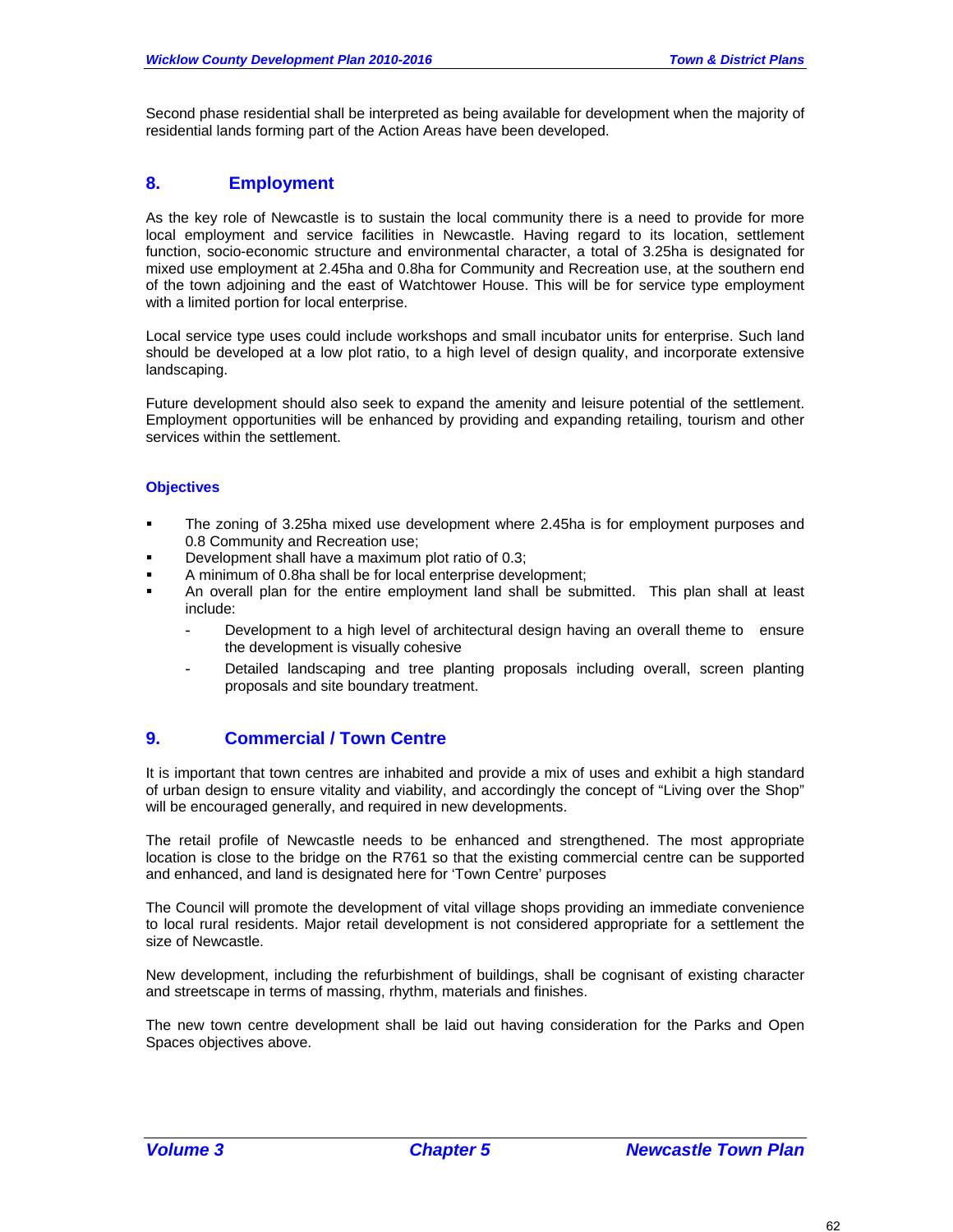Second phase residential shall be interpreted as being available for development when the majority of residential lands forming part of the Action Areas have been developed.

## 8. Employment

As the key role of Newcastle is to sustain the local community there is a need to provide for more local employment and service facilities in Newcastle. Having regard to its location, settlement function, socio-economic structure and environmental character, a total of 3.25ha is designated for mixed use employment at 2.45ha and 0.8ha for Community and Recreation use, at the southern end of the town adjoining and the east of Watchtower House. This will be for service type employment with a limited portion for local enterprise.

Local service type uses could include workshops and small incubator units for enterprise. Such land should be developed at a low plot ratio, to a high level of design quality, and incorporate extensive landscaping.

Future development should also seek to expand the amenity and leisure potential of the settlement. Employment opportunities will be enhanced by providing and expanding retailing, tourism and other services within the settlement.

### Objectives

- The zoning of 3.25ha mixed use development where 2.45ha is for employment purposes and 0.8 Community and Recreation use;
- Development shall have a maximum plot ratio of 0.3;
- A minimum of 0.8ha shall be for local enterprise development;
- An overall plan for the entire employment land shall be submitted. This plan shall at least include:
  - Development to a high level of architectural design having an overall theme to ensure the development is visually cohesive
  - Detailed landscaping and tree planting proposals including overall, screen planting proposals and site boundary treatment.

## 9. Commercial / Town Centre

It is important that town centres are inhabited and provide a mix of uses and exhibit a high standard of urban design to ensure vitality and viability, and accordingly the concept of "Living over the Shop" will be encouraged generally, and required in new developments.

The retail profile of Newcastle needs to be enhanced and strengthened. The most appropriate location is close to the bridge on the R761 so that the existing commercial centre can be supported and enhanced, and land is designated here for 'Town Centre' purposes

The Council will promote the development of vital village shops providing an immediate convenience to local rural residents. Major retail development is not considered appropriate for a settlement the size of Newcastle.

New development, including the refurbishment of buildings, shall be cognisant of existing character and streetscape in terms of massing, rhythm, materials and finishes.

The new town centre development shall be laid out having consideration for the Parks and Open Spaces objectives above.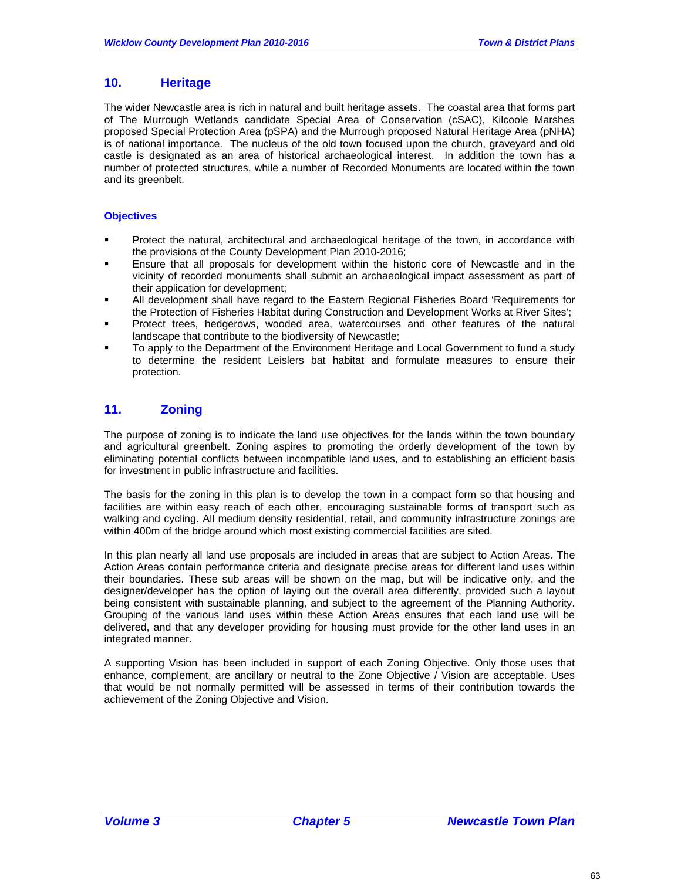## 10. Heritage

The wider Newcastle area is rich in natural and built heritage assets. The coastal area that forms part of The Murrough Wetlands candidate Special Area of Conservation (cSAC), Kilcoole Marshes proposed Special Protection Area (pSPA) and the Murrough proposed Natural Heritage Area (pNHA) is of national importance. The nucleus of the old town focused upon the church, graveyard and old castle is designated as an area of historical archaeological interest. In addition the town has a number of protected structures, while a number of Recorded Monuments are located within the town and its greenbelt.

### Objectives

- Protect the natural, architectural and archaeological heritage of the town, in accordance with the provisions of the County Development Plan 2010-2016;
- Ensure that all proposals for development within the historic core of Newcastle and in the vicinity of recorded monuments shall submit an archaeological impact assessment as part of their application for development;
- All development shall have regard to the Eastern Regional Fisheries Board 'Requirements for the Protection of Fisheries Habitat during Construction and Development Works at River Sites';
- Protect trees, hedgerows, wooded area, watercourses and other features of the natural landscape that contribute to the biodiversity of Newcastle;
- To apply to the Department of the Environment Heritage and Local Government to fund a study to determine the resident Leislers bat habitat and formulate measures to ensure their protection.

## 11. Zoning

The purpose of zoning is to indicate the land use objectives for the lands within the town boundary and agricultural greenbelt. Zoning aspires to promoting the orderly development of the town by eliminating potential conflicts between incompatible land uses, and to establishing an efficient basis for investment in public infrastructure and facilities.

The basis for the zoning in this plan is to develop the town in a compact form so that housing and facilities are within easy reach of each other, encouraging sustainable forms of transport such as walking and cycling. All medium density residential, retail, and community infrastructure zonings are within 400m of the bridge around which most existing commercial facilities are sited.

In this plan nearly all land use proposals are included in areas that are subject to Action Areas. The Action Areas contain performance criteria and designate precise areas for different land uses within their boundaries. These sub areas will be shown on the map, but will be indicative only, and the designer/developer has the option of laying out the overall area differently, provided such a layout being consistent with sustainable planning, and subject to the agreement of the Planning Authority. Grouping of the various land uses within these Action Areas ensures that each land use will be delivered, and that any developer providing for housing must provide for the other land uses in an integrated manner.

A supporting Vision has been included in support of each Zoning Objective. Only those uses that enhance, complement, are ancillary or neutral to the Zone Objective / Vision are acceptable. Uses that would be not normally permitted will be assessed in terms of their contribution towards the achievement of the Zoning Objective and Vision.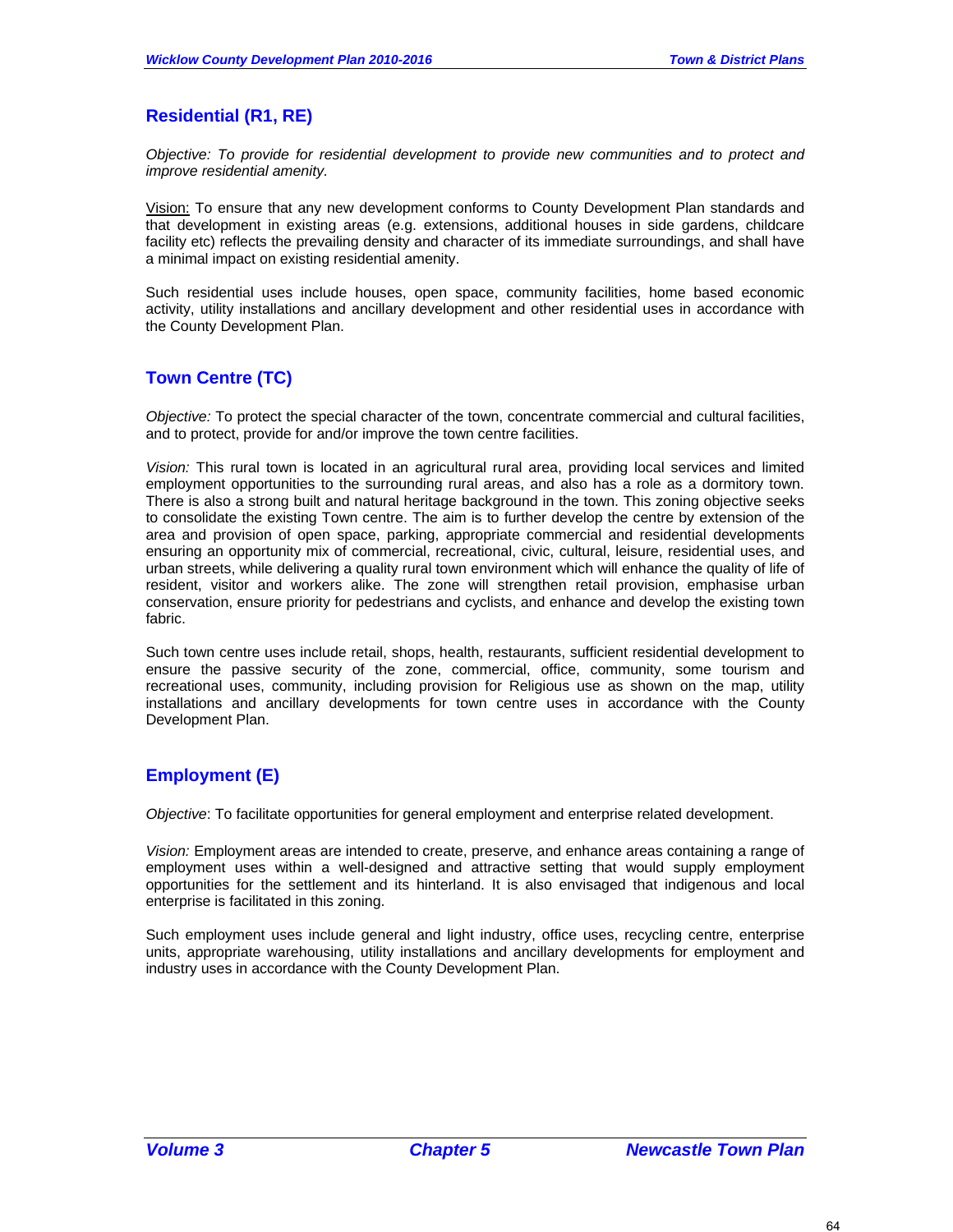## Residential (R1, RE)

*Objective: To provide for residential development to provide new communities and to protect and improve residential amenity.*

Vision: To ensure that any new development conforms to County Development Plan standards and that development in existing areas (e.g. extensions, additional houses in side gardens, childcare facility etc) reflects the prevailing density and character of its immediate surroundings, and shall have a minimal impact on existing residential amenity.

Such residential uses include houses, open space, community facilities, home based economic activity, utility installations and ancillary development and other residential uses in accordance with the County Development Plan.

## Town Centre (TC)

*Objective:* To protect the special character of the town, concentrate commercial and cultural facilities, and to protect, provide for and/or improve the town centre facilities.

*Vision:* This rural town is located in an agricultural rural area, providing local services and limited employment opportunities to the surrounding rural areas, and also has a role as a dormitory town. There is also a strong built and natural heritage background in the town. This zoning objective seeks to consolidate the existing Town centre. The aim is to further develop the centre by extension of the area and provision of open space, parking, appropriate commercial and residential developments ensuring an opportunity mix of commercial, recreational, civic, cultural, leisure, residential uses, and urban streets, while delivering a quality rural town environment which will enhance the quality of life of resident, visitor and workers alike. The zone will strengthen retail provision, emphasise urban conservation, ensure priority for pedestrians and cyclists, and enhance and develop the existing town fabric.

Such town centre uses include retail, shops, health, restaurants, sufficient residential development to ensure the passive security of the zone, commercial, office, community, some tourism and recreational uses, community, including provision for Religious use as shown on the map, utility installations and ancillary developments for town centre uses in accordance with the County Development Plan.

## Employment (E)

*Objective*: To facilitate opportunities for general employment and enterprise related development.

*Vision:* Employment areas are intended to create, preserve, and enhance areas containing a range of employment uses within a well-designed and attractive setting that would supply employment opportunities for the settlement and its hinterland. It is also envisaged that indigenous and local enterprise is facilitated in this zoning.

Such employment uses include general and light industry, office uses, recycling centre, enterprise units, appropriate warehousing, utility installations and ancillary developments for employment and industry uses in accordance with the County Development Plan.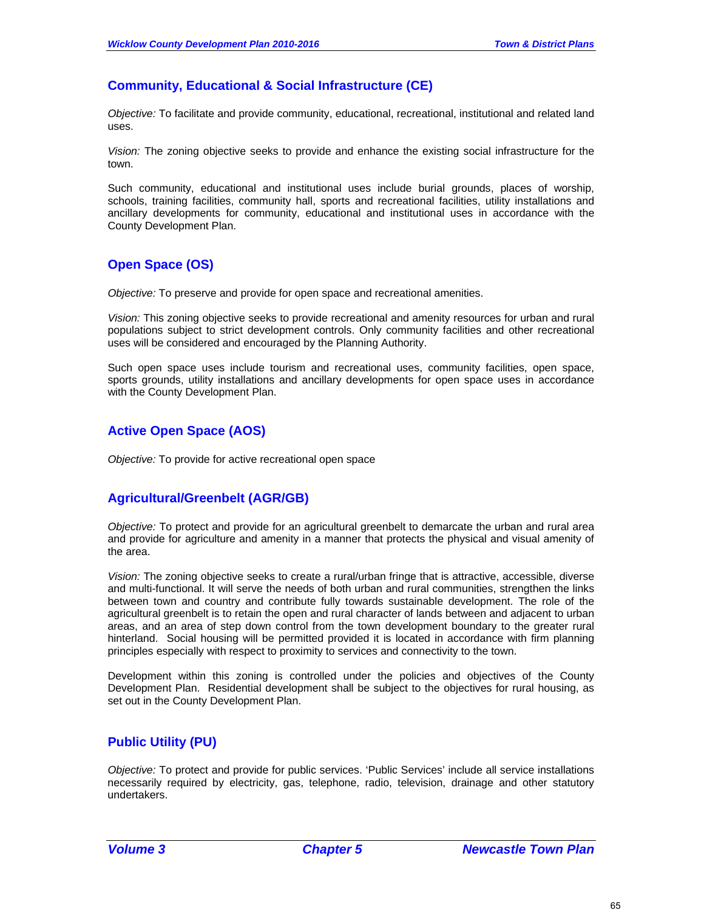## Community, Educational & Social Infrastructure (CE)

*Objective:* To facilitate and provide community, educational, recreational, institutional and related land uses.

*Vision:* The zoning objective seeks to provide and enhance the existing social infrastructure for the town.

Such community, educational and institutional uses include burial grounds, places of worship, schools, training facilities, community hall, sports and recreational facilities, utility installations and ancillary developments for community, educational and institutional uses in accordance with the County Development Plan.

## Open Space (OS)

*Objective:* To preserve and provide for open space and recreational amenities.

*Vision:* This zoning objective seeks to provide recreational and amenity resources for urban and rural populations subject to strict development controls. Only community facilities and other recreational uses will be considered and encouraged by the Planning Authority.

Such open space uses include tourism and recreational uses, community facilities, open space, sports grounds, utility installations and ancillary developments for open space uses in accordance with the County Development Plan.

## Active Open Space (AOS)

*Objective:* To provide for active recreational open space

## Agricultural/Greenbelt (AGR/GB)

*Objective:* To protect and provide for an agricultural greenbelt to demarcate the urban and rural area and provide for agriculture and amenity in a manner that protects the physical and visual amenity of the area.

*Vision:* The zoning objective seeks to create a rural/urban fringe that is attractive, accessible, diverse and multi-functional. It will serve the needs of both urban and rural communities, strengthen the links between town and country and contribute fully towards sustainable development. The role of the agricultural greenbelt is to retain the open and rural character of lands between and adjacent to urban areas, and an area of step down control from the town development boundary to the greater rural hinterland. Social housing will be permitted provided it is located in accordance with firm planning principles especially with respect to proximity to services and connectivity to the town.

Development within this zoning is controlled under the policies and objectives of the County Development Plan. Residential development shall be subject to the objectives for rural housing, as set out in the County Development Plan.

## Public Utility (PU)

*Objective:* To protect and provide for public services. 'Public Services' include all service installations necessarily required by electricity, gas, telephone, radio, television, drainage and other statutory undertakers.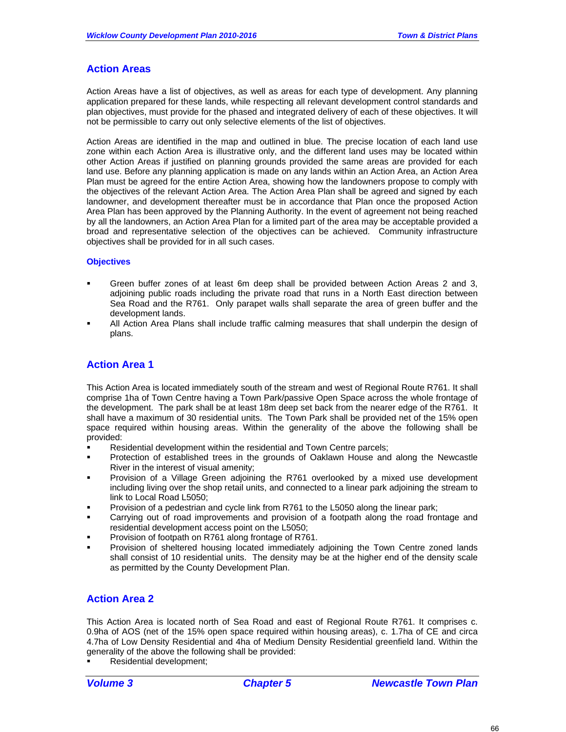## Action Areas

Action Areas have a list of objectives, as well as areas for each type of development. Any planning application prepared for these lands, while respecting all relevant development control standards and plan objectives, must provide for the phased and integrated delivery of each of these objectives. It will not be permissible to carry out only selective elements of the list of objectives.

Action Areas are identified in the map and outlined in blue. The precise location of each land use zone within each Action Area is illustrative only, and the different land uses may be located within other Action Areas if justified on planning grounds provided the same areas are provided for each land use. Before any planning application is made on any lands within an Action Area, an Action Area Plan must be agreed for the entire Action Area, showing how the landowners propose to comply with the objectives of the relevant Action Area. The Action Area Plan shall be agreed and signed by each landowner, and development thereafter must be in accordance that Plan once the proposed Action Area Plan has been approved by the Planning Authority. In the event of agreement not being reached by all the landowners, an Action Area Plan for a limited part of the area may be acceptable provided a broad and representative selection of the objectives can be achieved. Community infrastructure objectives shall be provided for in all such cases.

### Objectives

- Green buffer zones of at least 6m deep shall be provided between Action Areas 2 and 3, adjoining public roads including the private road that runs in a North East direction between Sea Road and the R761. Only parapet walls shall separate the area of green buffer and the development lands.
- All Action Area Plans shall include traffic calming measures that shall underpin the design of plans.

## Action Area 1

This Action Area is located immediately south of the stream and west of Regional Route R761. It shall comprise 1ha of Town Centre having a Town Park/passive Open Space across the whole frontage of the development. The park shall be at least 18m deep set back from the nearer edge of the R761. It shall have a maximum of 30 residential units. The Town Park shall be provided net of the 15% open space required within housing areas. Within the generality of the above the following shall be provided:

- Residential development within the residential and Town Centre parcels;
- Protection of established trees in the grounds of Oaklawn House and along the Newcastle River in the interest of visual amenity;
- Provision of a Village Green adjoining the R761 overlooked by a mixed use development including living over the shop retail units, and connected to a linear park adjoining the stream to link to Local Road L5050;
- Provision of a pedestrian and cycle link from R761 to the L5050 along the linear park;
- Carrying out of road improvements and provision of a footpath along the road frontage and residential development access point on the L5050;
- Provision of footpath on R761 along frontage of R761.
- Provision of sheltered housing located immediately adjoining the Town Centre zoned lands shall consist of 10 residential units. The density may be at the higher end of the density scale as permitted by the County Development Plan.

## Action Area 2

This Action Area is located north of Sea Road and east of Regional Route R761. It comprises c. 0.9ha of AOS (net of the 15% open space required within housing areas), c. 1.7ha of CE and circa 4.7ha of Low Density Residential and 4ha of Medium Density Residential greenfield land. Within the generality of the above the following shall be provided:

- Residential development;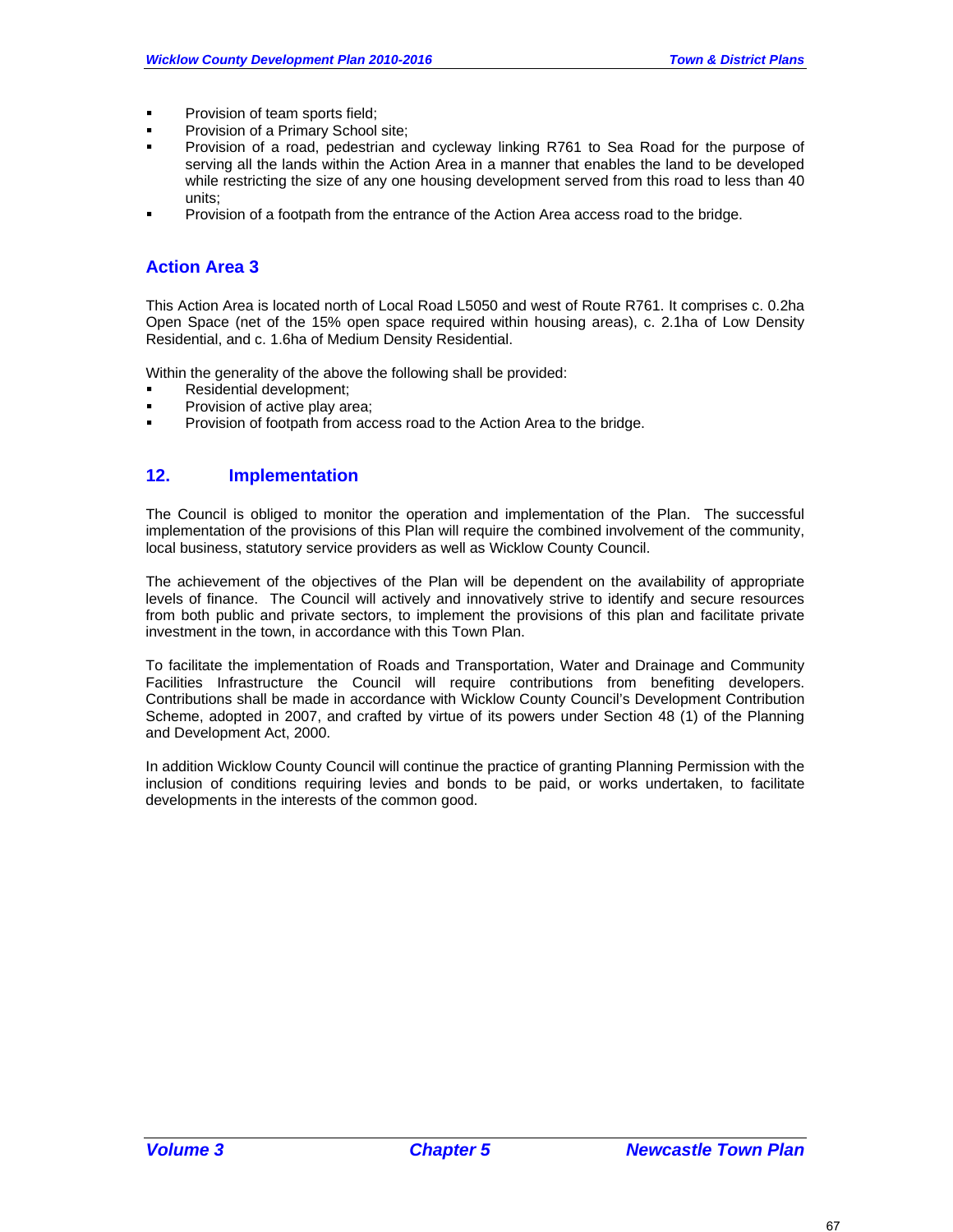- Provision of team sports field;
- Provision of a Primary School site;
- Provision of a road, pedestrian and cycleway linking R761 to Sea Road for the purpose of serving all the lands within the Action Area in a manner that enables the land to be developed while restricting the size of any one housing development served from this road to less than 40 units;
- Provision of a footpath from the entrance of the Action Area access road to the bridge.

### Action Area 3

This Action Area is located north of Local Road L5050 and west of Route R761. It comprises c. 0.2ha Open Space (net of the 15% open space required within housing areas), c. 2.1ha of Low Density Residential, and c. 1.6ha of Medium Density Residential.

Within the generality of the above the following shall be provided:

- Residential development;
- Provision of active play area;
- Provision of footpath from access road to the Action Area to the bridge.

## 12. Implementation

The Council is obliged to monitor the operation and implementation of the Plan. The successful implementation of the provisions of this Plan will require the combined involvement of the community, local business, statutory service providers as well as Wicklow County Council.

The achievement of the objectives of the Plan will be dependent on the availability of appropriate levels of finance. The Council will actively and innovatively strive to identify and secure resources from both public and private sectors, to implement the provisions of this plan and facilitate private investment in the town, in accordance with this Town Plan.

To facilitate the implementation of Roads and Transportation, Water and Drainage and Community Facilities Infrastructure the Council will require contributions from benefiting developers. Contributions shall be made in accordance with Wicklow County Council's Development Contribution Scheme, adopted in 2007, and crafted by virtue of its powers under Section 48 (1) of the Planning and Development Act, 2000.

In addition Wicklow County Council will continue the practice of granting Planning Permission with the inclusion of conditions requiring levies and bonds to be paid, or works undertaken, to facilitate developments in the interests of the common good.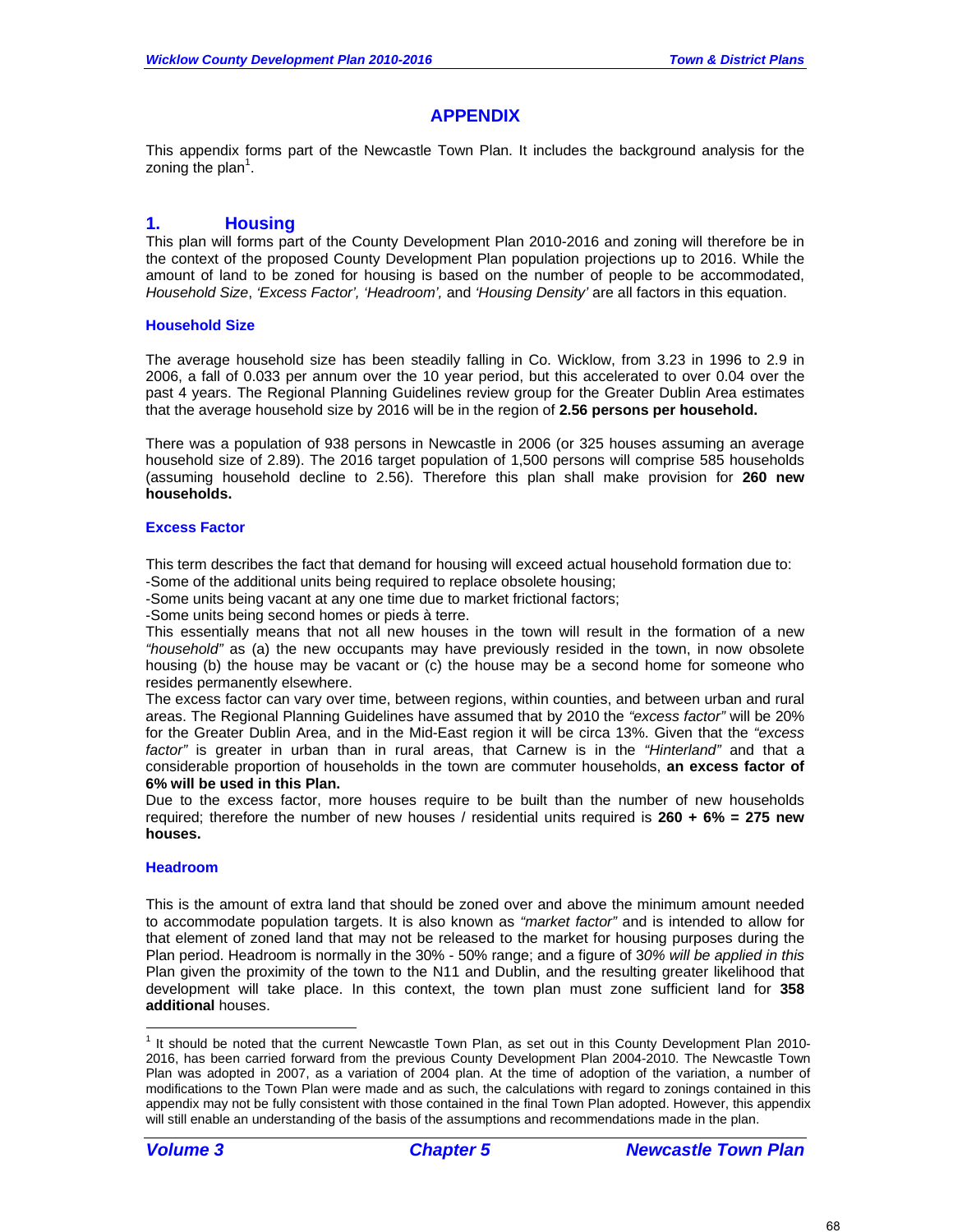# APPENDIX

This appendix forms part of the Newcastle Town Plan. It includes the background analysis for the zoning the plan[1].

## 1. Housing

This plan will forms part of the County Development Plan 2010-2016 and zoning will therefore be in the context of the proposed County Development Plan population projections up to 2016. While the amount of land to be zoned for housing is based on the number of people to be accommodated, *Household Size*, *'Excess Factor', 'Headroom',* and *'Housing Density'* are all factors in this equation.

### Household Size

The average household size has been steadily falling in Co. Wicklow, from 3.23 in 1996 to 2.9 in 2006, a fall of 0.033 per annum over the 10 year period, but this accelerated to over 0.04 over the past 4 years. The Regional Planning Guidelines review group for the Greater Dublin Area estimates that the average household size by 2016 will be in the region of **2.56 persons per household.**

There was a population of 938 persons in Newcastle in 2006 (or 325 houses assuming an average household size of 2.89). The 2016 target population of 1,500 persons will comprise 585 households (assuming household decline to 2.56). Therefore this plan shall make provision for **260 new households.**

### Excess Factor

This term describes the fact that demand for housing will exceed actual household formation due to:
-Some of the additional units being required to replace obsolete housing;
-Some units being vacant at any one time due to market frictional factors;
-Some units being second homes or pieds à terre.

This essentially means that not all new houses in the town will result in the formation of a new *"household"* as (a) the new occupants may have previously resided in the town, in now obsolete housing (b) the house may be vacant or (c) the house may be a second home for someone who resides permanently elsewhere.

The excess factor can vary over time, between regions, within counties, and between urban and rural areas. The Regional Planning Guidelines have assumed that by 2010 the *"excess factor"* will be 20% for the Greater Dublin Area, and in the Mid-East region it will be circa 13%. Given that the *"excess factor"* is greater in urban than in rural areas, that Carnew is in the *"Hinterland"* and that a considerable proportion of households in the town are commuter households, **an excess factor of 6% will be used in this Plan.**

Due to the excess factor, more houses require to be built than the number of new households required; therefore the number of new houses / residential units required is **260 + 6% = 275 new houses.**

### Headroom

This is the amount of extra land that should be zoned over and above the minimum amount needed to accommodate population targets. It is also known as *"market factor"* and is intended to allow for that element of zoned land that may not be released to the market for housing purposes during the Plan period. Headroom is normally in the 30% - 50% range; and a figure of 3*0% will be applied in this* Plan given the proximity of the town to the N11 and Dublin, and the resulting greater likelihood that development will take place. In this context, the town plan must zone sufficient land for **358 additional** houses.

---

[1] It should be noted that the current Newcastle Town Plan, as set out in this County Development Plan 2010-2016, has been carried forward from the previous County Development Plan 2004-2010. The Newcastle Town Plan was adopted in 2007, as a variation of 2004 plan. At the time of adoption of the variation, a number of modifications to the Town Plan were made and as such, the calculations with regard to zonings contained in this appendix may not be fully consistent with those contained in the final Town Plan adopted. However, this appendix will still enable an understanding of the basis of the assumptions and recommendations made in the plan.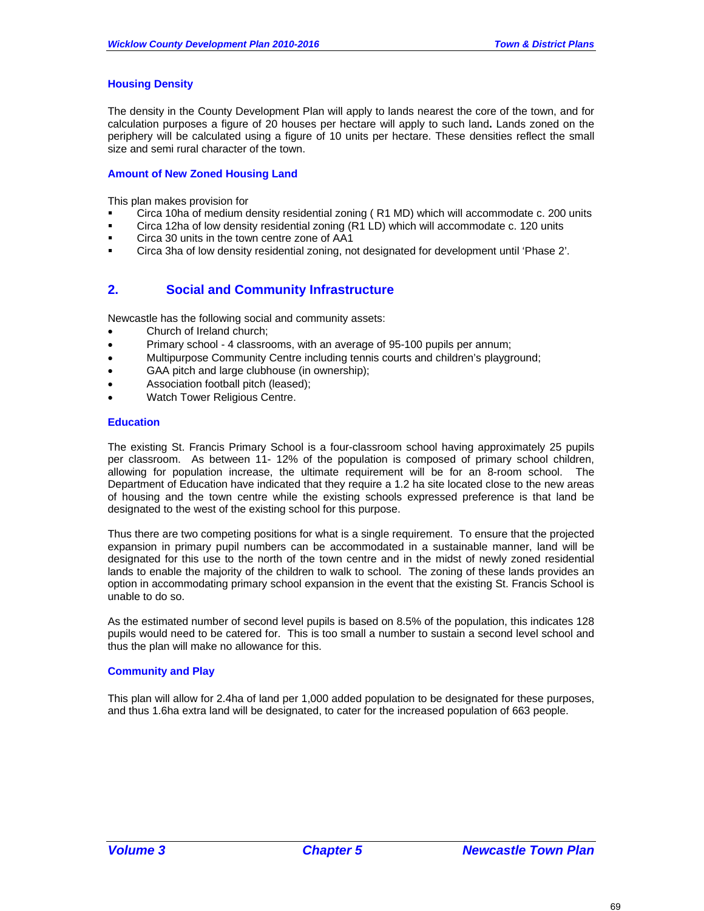### Housing Density

The density in the County Development Plan will apply to lands nearest the core of the town, and for calculation purposes a figure of 20 houses per hectare will apply to such land**.** Lands zoned on the periphery will be calculated using a figure of 10 units per hectare. These densities reflect the small size and semi rural character of the town.

### Amount of New Zoned Housing Land

This plan makes provision for

- Circa 10ha of medium density residential zoning ( R1 MD) which will accommodate c. 200 units
- Circa 12ha of low density residential zoning (R1 LD) which will accommodate c. 120 units
- Circa 30 units in the town centre zone of AA1
- Circa 3ha of low density residential zoning, not designated for development until 'Phase 2'.

## 2. Social and Community Infrastructure

Newcastle has the following social and community assets:

- Church of Ireland church;
- Primary school - 4 classrooms, with an average of 95-100 pupils per annum;
- Multipurpose Community Centre including tennis courts and children's playground;
- GAA pitch and large clubhouse (in ownership);
- Association football pitch (leased);
- Watch Tower Religious Centre.

### Education

The existing St. Francis Primary School is a four-classroom school having approximately 25 pupils per classroom. As between 11- 12% of the population is composed of primary school children, allowing for population increase, the ultimate requirement will be for an 8-room school. The Department of Education have indicated that they require a 1.2 ha site located close to the new areas of housing and the town centre while the existing schools expressed preference is that land be designated to the west of the existing school for this purpose.

Thus there are two competing positions for what is a single requirement. To ensure that the projected expansion in primary pupil numbers can be accommodated in a sustainable manner, land will be designated for this use to the north of the town centre and in the midst of newly zoned residential lands to enable the majority of the children to walk to school. The zoning of these lands provides an option in accommodating primary school expansion in the event that the existing St. Francis School is unable to do so.

As the estimated number of second level pupils is based on 8.5% of the population, this indicates 128 pupils would need to be catered for. This is too small a number to sustain a second level school and thus the plan will make no allowance for this.

### Community and Play

This plan will allow for 2.4ha of land per 1,000 added population to be designated for these purposes, and thus 1.6ha extra land will be designated, to cater for the increased population of 663 people.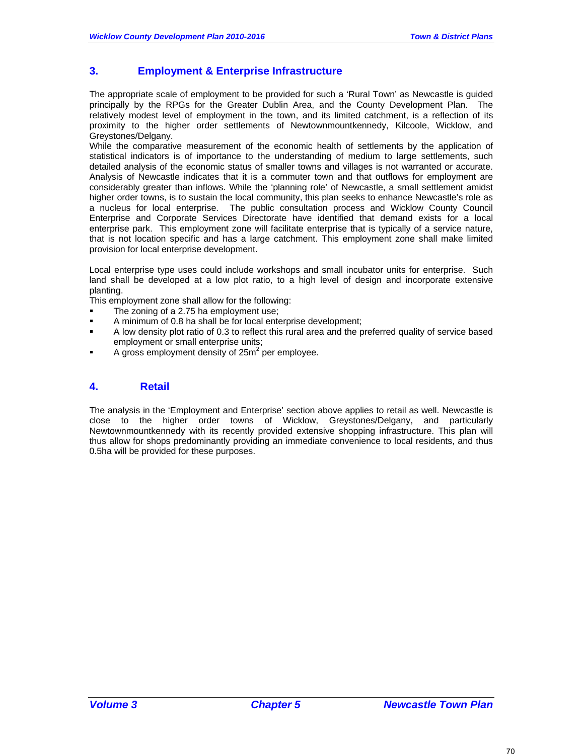## 3. Employment & Enterprise Infrastructure

The appropriate scale of employment to be provided for such a 'Rural Town' as Newcastle is guided principally by the RPGs for the Greater Dublin Area, and the County Development Plan. The relatively modest level of employment in the town, and its limited catchment, is a reflection of its proximity to the higher order settlements of Newtownmountkennedy, Kilcoole, Wicklow, and Greystones/Delgany.

While the comparative measurement of the economic health of settlements by the application of statistical indicators is of importance to the understanding of medium to large settlements, such detailed analysis of the economic status of smaller towns and villages is not warranted or accurate. Analysis of Newcastle indicates that it is a commuter town and that outflows for employment are considerably greater than inflows. While the 'planning role' of Newcastle, a small settlement amidst higher order towns, is to sustain the local community, this plan seeks to enhance Newcastle's role as a nucleus for local enterprise. The public consultation process and Wicklow County Council Enterprise and Corporate Services Directorate have identified that demand exists for a local enterprise park. This employment zone will facilitate enterprise that is typically of a service nature, that is not location specific and has a large catchment. This employment zone shall make limited provision for local enterprise development.

Local enterprise type uses could include workshops and small incubator units for enterprise. Such land shall be developed at a low plot ratio, to a high level of design and incorporate extensive planting.

This employment zone shall allow for the following:

- The zoning of a 2.75 ha employment use;
- A minimum of 0.8 ha shall be for local enterprise development;
- A low density plot ratio of 0.3 to reflect this rural area and the preferred quality of service based employment or small enterprise units;
- A gross employment density of 25m$^2$ per employee.

## 4. Retail

The analysis in the 'Employment and Enterprise' section above applies to retail as well. Newcastle is close to the higher order towns of Wicklow, Greystones/Delgany, and particularly Newtownmountkennedy with its recently provided extensive shopping infrastructure. This plan will thus allow for shops predominantly providing an immediate convenience to local residents, and thus 0.5ha will be provided for these purposes.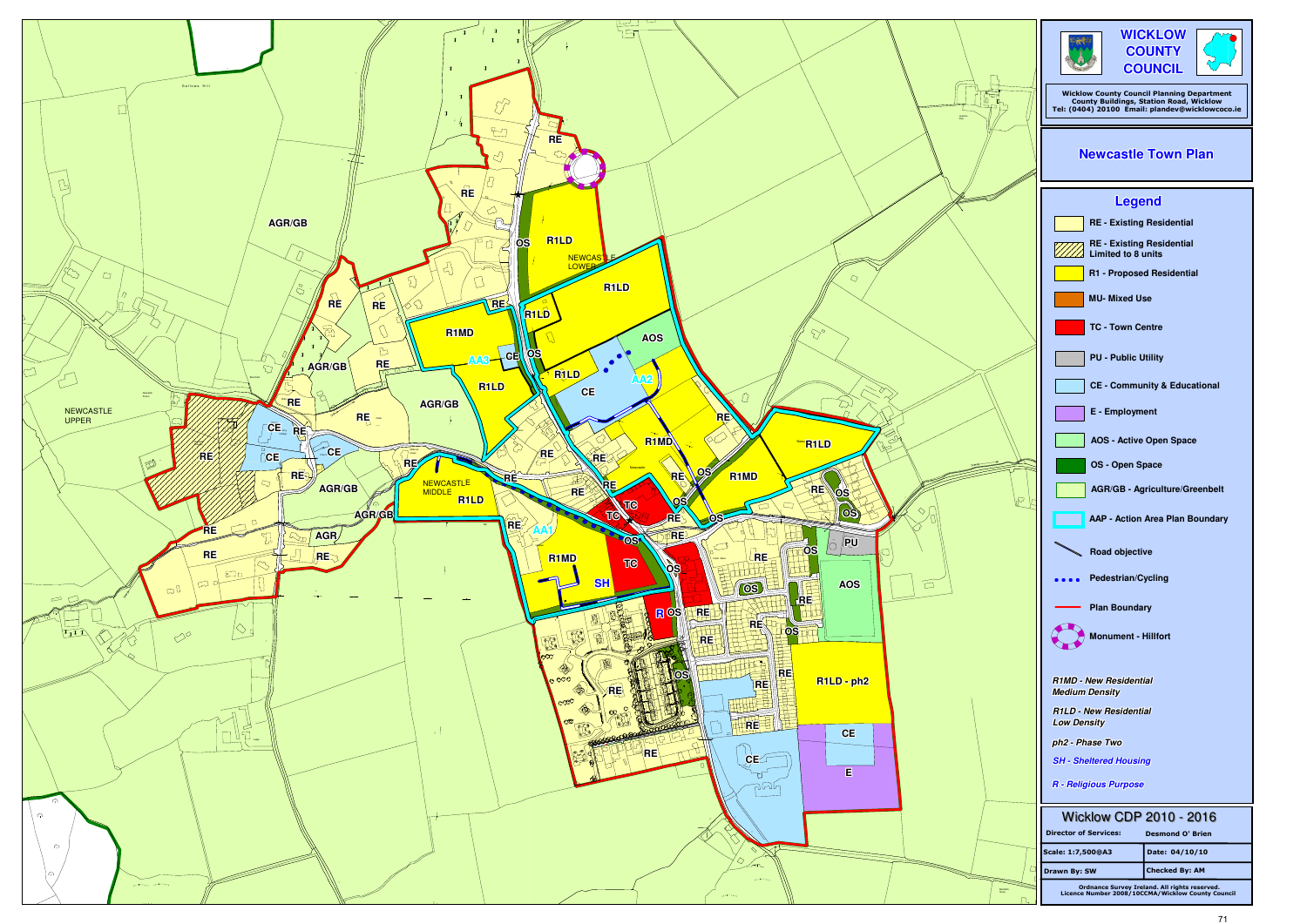# WICKLOW COUNTY COUNCIL

Wicklow County Council Planning Department
County Buildings, Station Road, Wicklow
Tel: (0404) 20100 Email: plandev@wicklowcoco.ie

## Newcastle Town Plan

### Legend

- RE - Existing Residential
- RE - Existing Residential Limited to 8 units
- R1 - Proposed Residential
- MU- Mixed Use
- TC - Town Centre
- PU - Public Utility
- CE - Community & Educational
- E - Employment
- AOS - Active Open Space
- OS - Open Space
- AGR/GB - Agriculture/Greenbelt
- AAP - Action Area Plan Boundary
- Road objective
- Pedestrian/Cycling
- Plan Boundary
- Monument - Hillfort

*R1MD - New Residential Medium Density*

*R1LD - New Residential Low Density*

*ph2 - Phase Two*

*SH - Sheltered Housing*

*R - Religious Purpose*

Wicklow CDP 2010 - 2016

| | |
|---|---|
| Director of Services: | Desmond O' Brien |
| Scale: 1:7,500@A3 | Date: 04/10/10 |
| Drawn By: SW | Checked By: AM |

Ordnance Survey Ireland. All rights reserved. Licence Number 2008/10CCMA/Wicklow County Council

Gallows Hill

NEWCASTLE UPPER

NEWCASTLE MIDDLE

NEWCASTLE LOWER

AGR/GB

AGR

RE

R1LD

R1MD

R1LD - ph2

CE

OS

AOS

TC

PU

E

R

SH

AA1

AA2

AA3